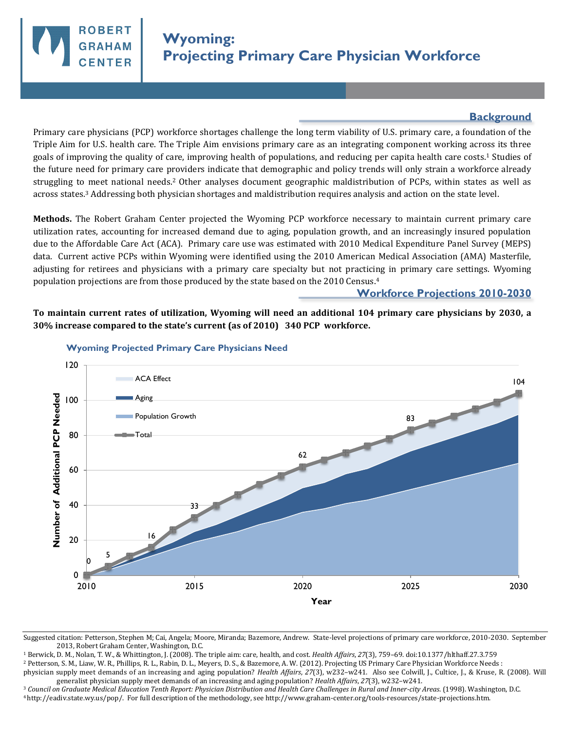ROBERT GRAHAM CENTER

# Wyoming: Projecting Primary Care Physician Workforce

## Background

Primary care physicians (PCP) workforce shortages challenge the long term viability of U.S. primary care, a foundation of the Triple Aim for U.S. health care. The Triple Aim envisions primary care as an integrating component working across its three goals of improving the quality of care, improving health of populations, and reducing per capita health care costs.[1] Studies of the future need for primary care providers indicate that demographic and policy trends will only strain a workforce already struggling to meet national needs.[2] Other analyses document geographic maldistribution of PCPs, within states as well as across states.[3] Addressing both physician shortages and maldistribution requires analysis and action on the state level.

**Methods.** The Robert Graham Center projected the Wyoming PCP workforce necessary to maintain current primary care utilization rates, accounting for increased demand due to aging, population growth, and an increasingly insured population due to the Affordable Care Act (ACA). Primary care use was estimated with 2010 Medical Expenditure Panel Survey (MEPS) data. Current active PCPs within Wyoming were identified using the 2010 American Medical Association (AMA) Masterfile, adjusting for retirees and physicians with a primary care specialty but not practicing in primary care settings. Wyoming population projections are from those produced by the state based on the 2010 Census.[4]

## Workforce Projections 2010-2030

**To maintain current rates of utilization, Wyoming will need an additional 104 primary care physicians by 2030, a 30% increase compared to the state's current (as of 2010) 340 PCP workforce.**

**Wyoming Projected Primary Care Physicians Need**

| Year | Total Additional PCP Needed |
|---|---|
| 2010 | 0 |
| 2011 | 5 |
| 2013 | 16 |
| 2015 | 33 |
| 2020 | 62 |
| 2025 | 83 |
| 2030 | 104 |

Legend: ACA Effect, Aging, Population Growth, Total. Y-axis: Number of Additional PCP Needed; X-axis: Year.

---

Suggested citation: Petterson, Stephen M; Cai, Angela; Moore, Miranda; Bazemore, Andrew. State-level projections of primary care workforce, 2010-2030. September 2013, Robert Graham Center, Washington, D.C.

[1] Berwick, D. M., Nolan, T. W., & Whittington, J. (2008). The triple aim: care, health, and cost. *Health Affairs*, *27*(3), 759–69. doi:10.1377/hlthaff.27.3.759

[2] Petterson, S. M., Liaw, W. R., Phillips, R. L., Rabin, D. L., Meyers, D. S., & Bazemore, A. W. (2012). Projecting US Primary Care Physician Workforce Needs : physician supply meet demands of an increasing and aging population? *Health Affairs*, *27*(3), w232–w241. Also see Colwill, J., Cultice, J., & Kruse, R. (2008). Will generalist physician supply meet demands of an increasing and aging population? *Health Affairs*, *27*(3), w232–w241.

[3] *Council on Graduate Medical Education Tenth Report: Physician Distribution and Health Care Challenges in Rural and Inner-city Areas.* (1998). Washington, D.C.

[4] http://eadiv.state.wy.us/pop/. For full description of the methodology, see http://www.graham-center.org/tools-resources/state-projections.htm.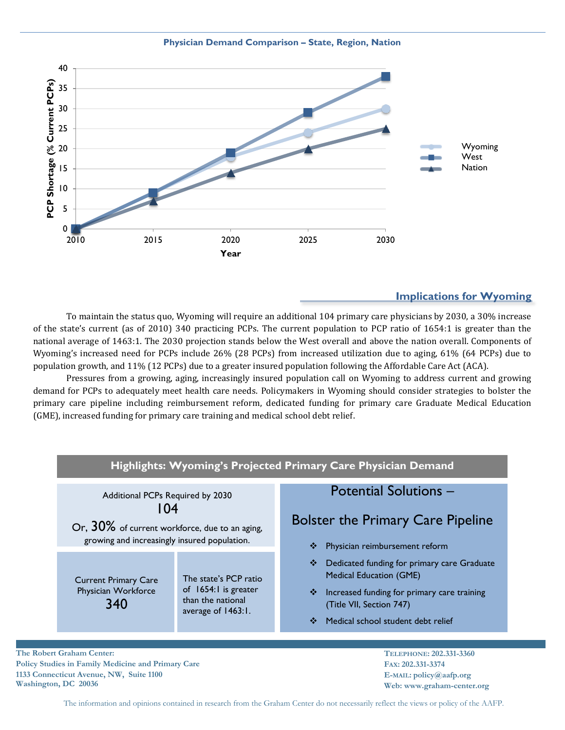**Physician Demand Comparison – State, Region, Nation**

PCP Shortage (% Current PCPs)

40
35
30
25
20
15
10
5
0

2010 2015 2020 2025 2030

Year

Wyoming
West
Nation

## Implications for Wyoming

To maintain the status quo, Wyoming will require an additional 104 primary care physicians by 2030, a 30% increase of the state's current (as of 2010) 340 practicing PCPs. The current population to PCP ratio of 1654:1 is greater than the national average of 1463:1. The 2030 projection stands below the West overall and above the nation overall. Components of Wyoming's increased need for PCPs include 26% (28 PCPs) from increased utilization due to aging, 61% (64 PCPs) due to population growth, and 11% (12 PCPs) due to a greater insured population following the Affordable Care Act (ACA).

Pressures from a growing, aging, increasingly insured population call on Wyoming to address current and growing demand for PCPs to adequately meet health care needs. Policymakers in Wyoming should consider strategies to bolster the primary care pipeline including reimbursement reform, dedicated funding for primary care Graduate Medical Education (GME), increased funding for primary care training and medical school debt relief.

## Highlights: Wyoming's Projected Primary Care Physician Demand

Additional PCPs Required by 2030

**104**

Or, **30%** of current workforce, due to an aging, growing and increasingly insured population.

Current Primary Care Physician Workforce

**340**

The state's PCP ratio of 1654:1 is greater than the national average of 1463:1.

### Potential Solutions –

### Bolster the Primary Care Pipeline

- Physician reimbursement reform
- Dedicated funding for primary care Graduate Medical Education (GME)
- Increased funding for primary care training (Title VII, Section 747)
- Medical school student debt relief

**The Robert Graham Center:**
**Policy Studies in Family Medicine and Primary Care**
**1133 Connecticut Avenue, NW, Suite 1100**
**Washington, DC 20036**

**Telephone: 202.331-3360**
**Fax: 202.331-3374**
**E-mail: policy@aafp.org**
**Web: www.graham-center.org**

The information and opinions contained in research from the Graham Center do not necessarily reflect the views or policy of the AAFP.